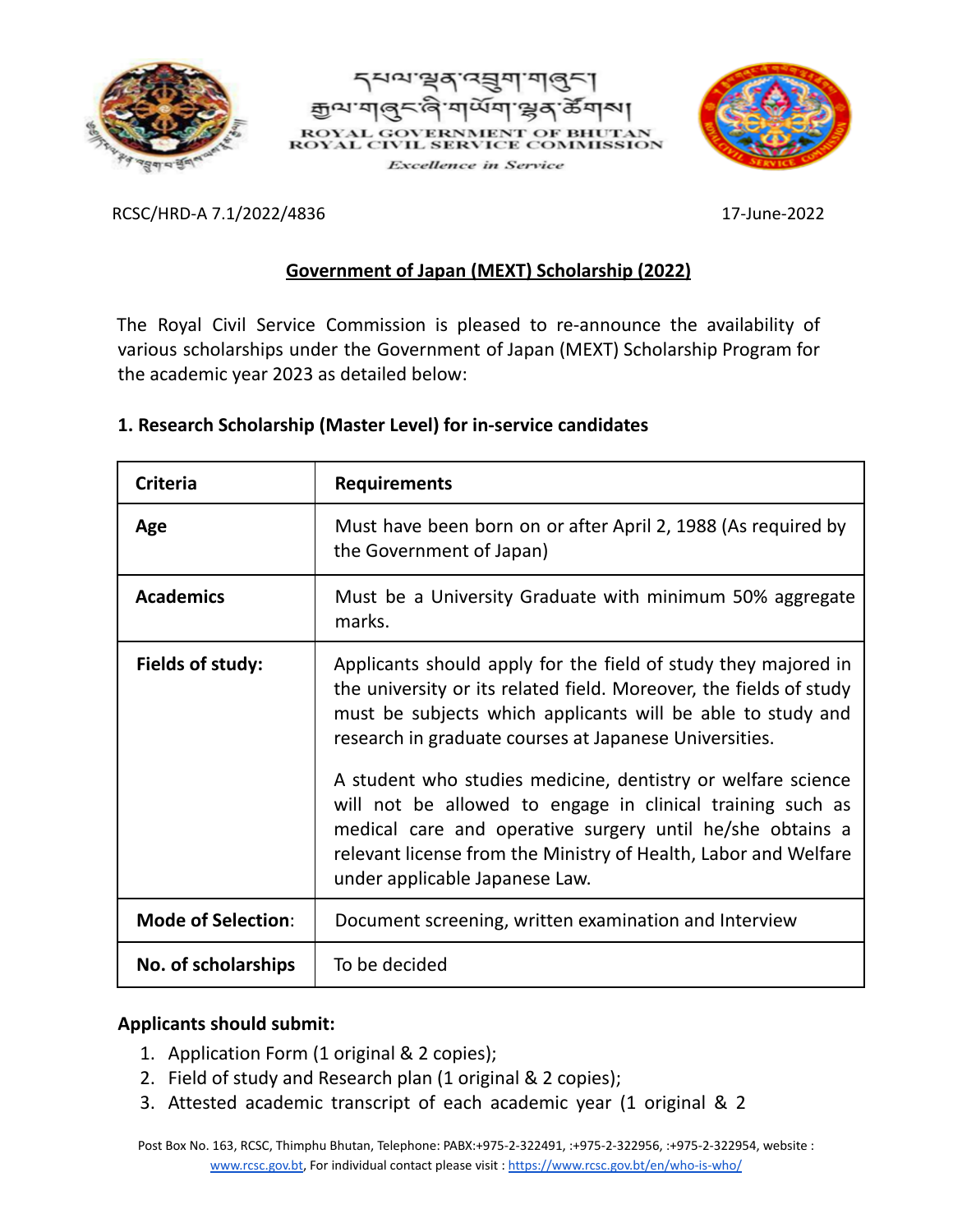ROYAL GOVERNMENT OF BHUTAN
ROYAL CIVIL SERVICE COMMISSION
*Excellence in Service*

RCSC/HRD-A 7.1/2022/4836

17-June-2022

## Government of Japan (MEXT) Scholarship (2022)

The Royal Civil Service Commission is pleased to re-announce the availability of various scholarships under the Government of Japan (MEXT) Scholarship Program for the academic year 2023 as detailed below:

### 1. Research Scholarship (Master Level) for in-service candidates

| Criteria | Requirements |
|---|---|
| **Age** | Must have been born on or after April 2, 1988 (As required by the Government of Japan) |
| **Academics** | Must be a University Graduate with minimum 50% aggregate marks. |
| **Fields of study:** | Applicants should apply for the field of study they majored in the university or its related field. Moreover, the fields of study must be subjects which applicants will be able to study and research in graduate courses at Japanese Universities.<br><br>A student who studies medicine, dentistry or welfare science will not be allowed to engage in clinical training such as medical care and operative surgery until he/she obtains a relevant license from the Ministry of Health, Labor and Welfare under applicable Japanese Law. |
| **Mode of Selection**: | Document screening, written examination and Interview |
| **No. of scholarships** | To be decided |

**Applicants should submit:**

1. Application Form (1 original & 2 copies);
2. Field of study and Research plan (1 original & 2 copies);
3. Attested academic transcript of each academic year (1 original & 2

Post Box No. 163, RCSC, Thimphu Bhutan, Telephone: PABX:+975-2-322491, :+975-2-322956, :+975-2-322954, website : www.rcsc.gov.bt, For individual contact please visit : https://www.rcsc.gov.bt/en/who-is-who/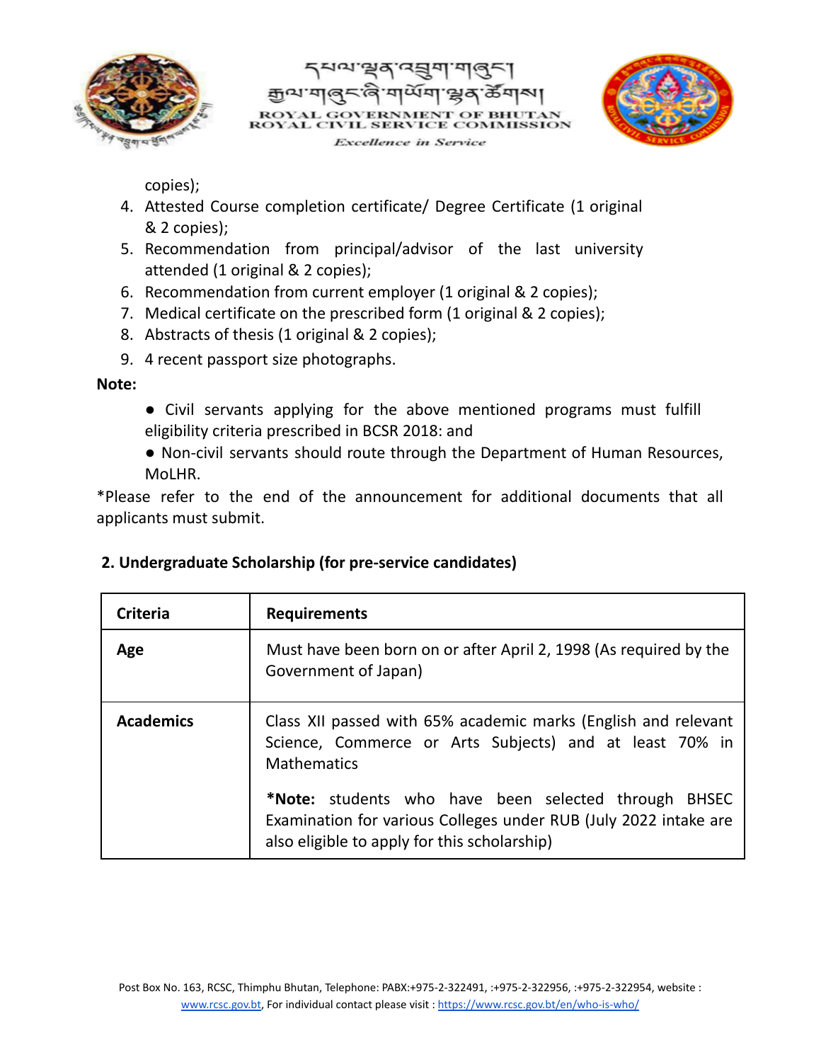copies);

4. Attested Course completion certificate/ Degree Certificate (1 original & 2 copies);
5. Recommendation from principal/advisor of the last university attended (1 original & 2 copies);
6. Recommendation from current employer (1 original & 2 copies);
7. Medical certificate on the prescribed form (1 original & 2 copies);
8. Abstracts of thesis (1 original & 2 copies);
9. 4 recent passport size photographs.

**Note:**

- Civil servants applying for the above mentioned programs must fulfill eligibility criteria prescribed in BCSR 2018: and
- Non-civil servants should route through the Department of Human Resources, MoLHR.

*Please refer to the end of the announcement for additional documents that all applicants must submit.

**2. Undergraduate Scholarship (for pre-service candidates)**

| **Criteria** | **Requirements** |
|---|---|
| **Age** | Must have been born on or after April 2, 1998 (As required by the Government of Japan) |
| **Academics** | Class XII passed with 65% academic marks (English and relevant Science, Commerce or Arts Subjects) and at least 70% in Mathematics<br><br>***Note:** students who have been selected through BHSEC Examination for various Colleges under RUB (July 2022 intake are also eligible to apply for this scholarship) |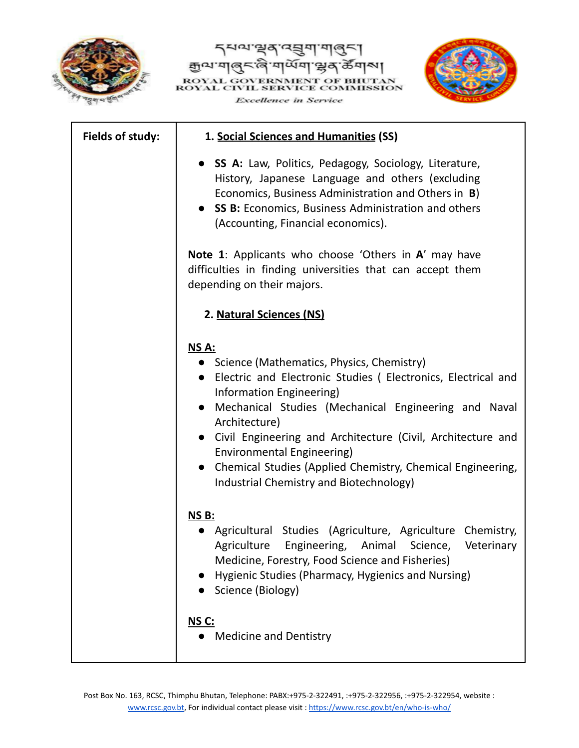**Fields of study:**

1. **Social Sciences and Humanities (SS)**

- **SS A:** Law, Politics, Pedagogy, Sociology, Literature, History, Japanese Language and others (excluding Economics, Business Administration and Others in **B**)
- **SS B:** Economics, Business Administration and others (Accounting, Financial economics).

**Note 1**: Applicants who choose 'Others in **A**' may have difficulties in finding universities that can accept them depending on their majors.

2. **Natural Sciences (NS)**

**NS A:**

- Science (Mathematics, Physics, Chemistry)
- Electric and Electronic Studies ( Electronics, Electrical and Information Engineering)
- Mechanical Studies (Mechanical Engineering and Naval Architecture)
- Civil Engineering and Architecture (Civil, Architecture and Environmental Engineering)
- Chemical Studies (Applied Chemistry, Chemical Engineering, Industrial Chemistry and Biotechnology)

**NS B:**

- Agricultural Studies (Agriculture, Agriculture Chemistry, Agriculture Engineering, Animal Science, Veterinary Medicine, Forestry, Food Science and Fisheries)
- Hygienic Studies (Pharmacy, Hygienics and Nursing)
- Science (Biology)

**NS C:**

- Medicine and Dentistry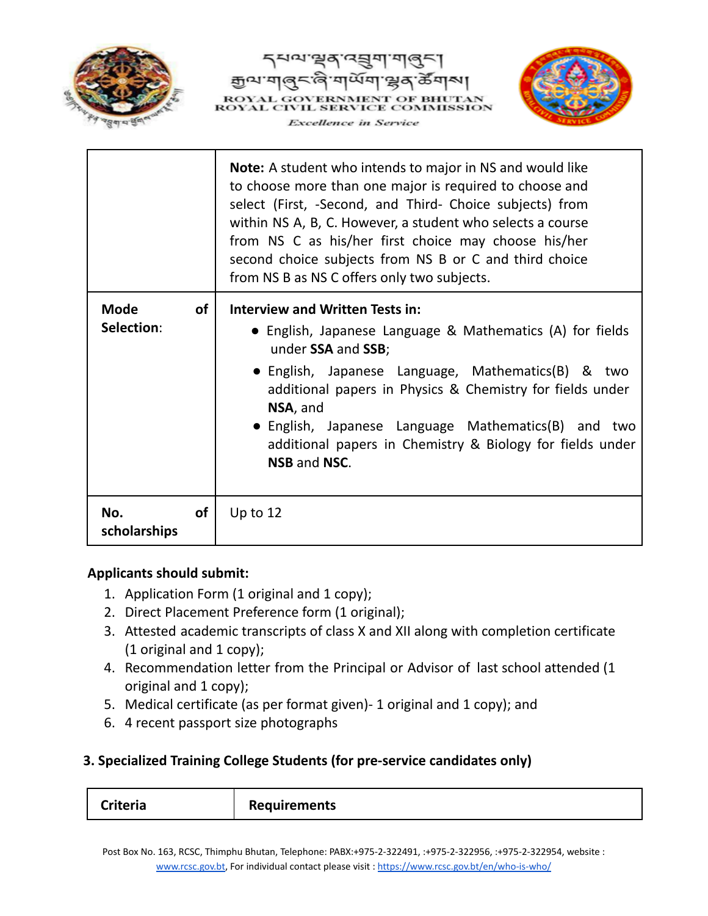| | |
|---|---|
| | **Note:** A student who intends to major in NS and would like to choose more than one major is required to choose and select (First, -Second, and Third- Choice subjects) from within NS A, B, C. However, a student who selects a course from NS C as his/her first choice may choose his/her second choice subjects from NS B or C and third choice from NS B as NS C offers only two subjects. |
| **Mode of Selection**: | **Interview and Written Tests in:** <br>• English, Japanese Language & Mathematics (A) for fields under **SSA** and **SSB**; <br>• English, Japanese Language, Mathematics(B) & two additional papers in Physics & Chemistry for fields under **NSA**, and <br>• English, Japanese Language Mathematics(B) and two additional papers in Chemistry & Biology for fields under **NSB** and **NSC**. |
| **No. of scholarships** | Up to 12 |

**Applicants should submit:**

1. Application Form (1 original and 1 copy);
2. Direct Placement Preference form (1 original);
3. Attested academic transcripts of class X and XII along with completion certificate (1 original and 1 copy);
4. Recommendation letter from the Principal or Advisor of last school attended (1 original and 1 copy);
5. Medical certificate (as per format given)- 1 original and 1 copy); and
6. 4 recent passport size photographs

### 3. Specialized Training College Students (for pre-service candidates only)

| Criteria | Requirements |
|---|---|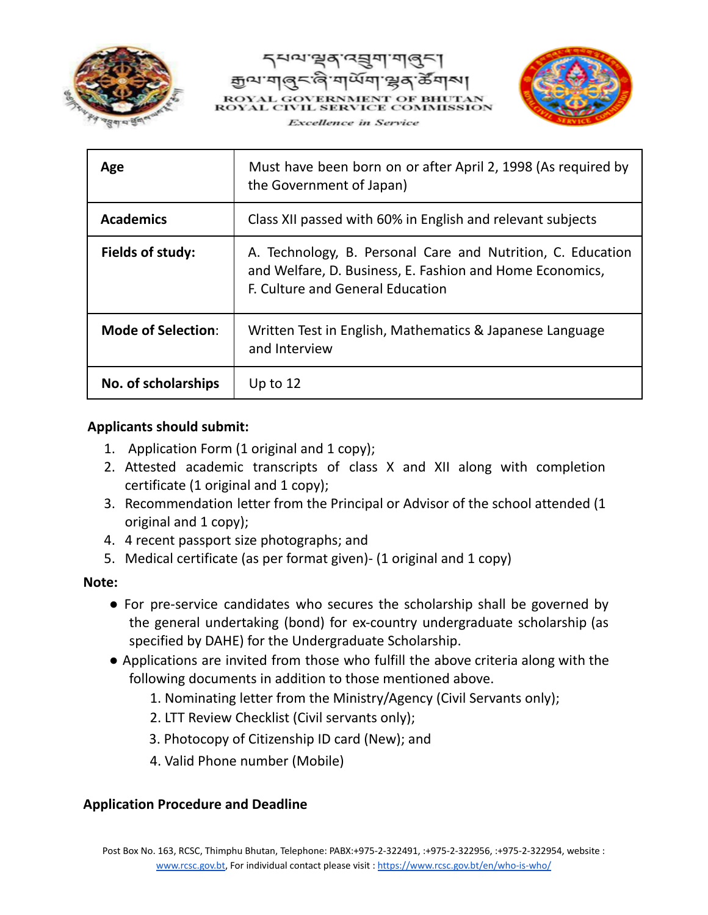| Age | Must have been born on or after April 2, 1998 (As required by the Government of Japan) |
|---|---|
| **Academics** | Class XII passed with 60% in English and relevant subjects |
| **Fields of study:** | A. Technology, B. Personal Care and Nutrition, C. Education and Welfare, D. Business, E. Fashion and Home Economics, F. Culture and General Education |
| **Mode of Selection:** | Written Test in English, Mathematics & Japanese Language and Interview |
| **No. of scholarships** | Up to 12 |

**Applicants should submit:**

1. Application Form (1 original and 1 copy);
2. Attested academic transcripts of class X and XII along with completion certificate (1 original and 1 copy);
3. Recommendation letter from the Principal or Advisor of the school attended (1 original and 1 copy);
4. 4 recent passport size photographs; and
5. Medical certificate (as per format given)- (1 original and 1 copy)

**Note:**

- For pre-service candidates who secures the scholarship shall be governed by the general undertaking (bond) for ex-country undergraduate scholarship (as specified by DAHE) for the Undergraduate Scholarship.
- Applications are invited from those who fulfill the above criteria along with the following documents in addition to those mentioned above.
  1. Nominating letter from the Ministry/Agency (Civil Servants only);
  2. LTT Review Checklist (Civil servants only);
  3. Photocopy of Citizenship ID card (New); and
  4. Valid Phone number (Mobile)

**Application Procedure and Deadline**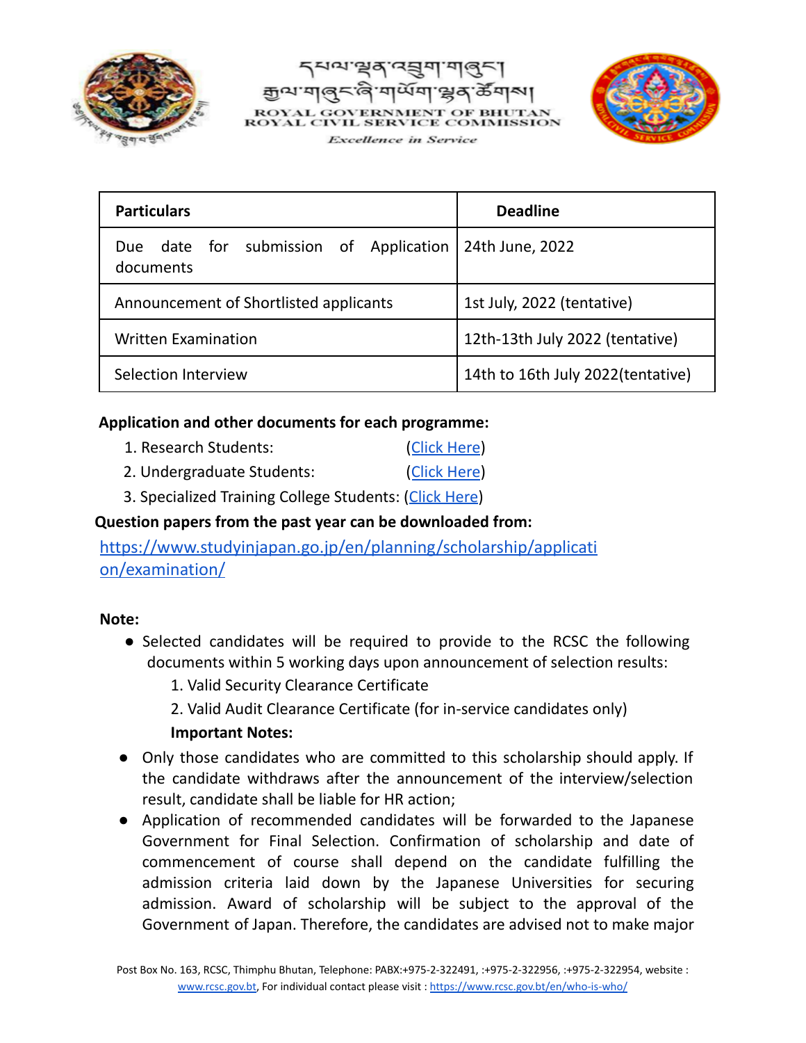| Particulars | Deadline |
|---|---|
| Due date for submission of Application documents | 24th June, 2022 |
| Announcement of Shortlisted applicants | 1st July, 2022 (tentative) |
| Written Examination | 12th-13th July 2022 (tentative) |
| Selection Interview | 14th to 16th July 2022(tentative) |

**Application and other documents for each programme:**

1. Research Students: (Click Here)
2. Undergraduate Students: (Click Here)
3. Specialized Training College Students: (Click Here)

**Question papers from the past year can be downloaded from:**

https://www.studyinjapan.go.jp/en/planning/scholarship/application/examination/

**Note:**

- Selected candidates will be required to provide to the RCSC the following documents within 5 working days upon announcement of selection results:
    1. Valid Security Clearance Certificate
    2. Valid Audit Clearance Certificate (for in-service candidates only)

    **Important Notes:**
- Only those candidates who are committed to this scholarship should apply. If the candidate withdraws after the announcement of the interview/selection result, candidate shall be liable for HR action;
- Application of recommended candidates will be forwarded to the Japanese Government for Final Selection. Confirmation of scholarship and date of commencement of course shall depend on the candidate fulfilling the admission criteria laid down by the Japanese Universities for securing admission. Award of scholarship will be subject to the approval of the Government of Japan. Therefore, the candidates are advised not to make major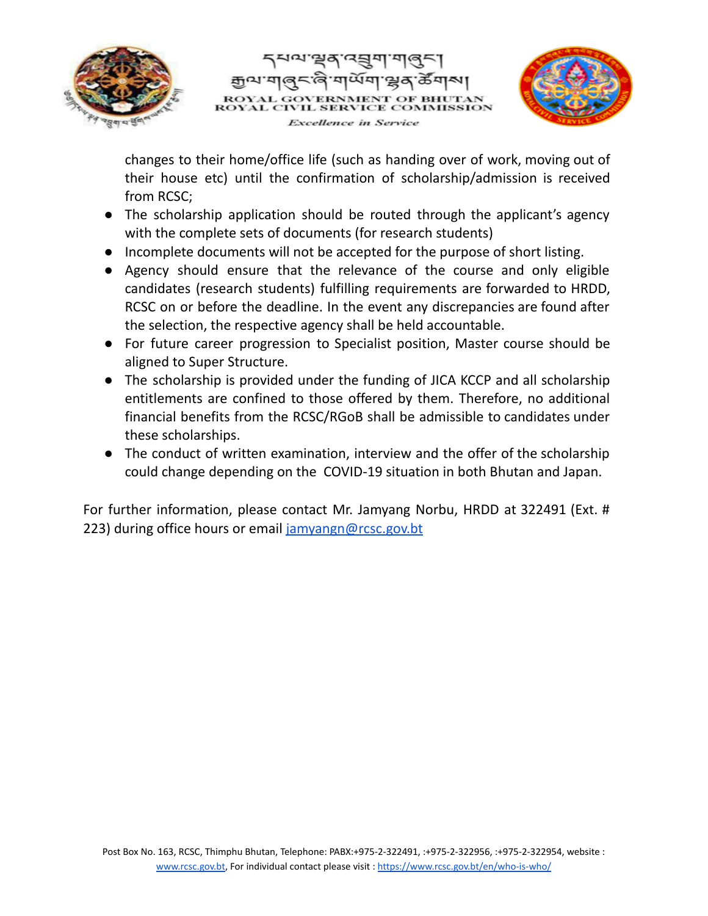changes to their home/office life (such as handing over of work, moving out of their house etc) until the confirmation of scholarship/admission is received from RCSC;

- The scholarship application should be routed through the applicant's agency with the complete sets of documents (for research students)
- Incomplete documents will not be accepted for the purpose of short listing.
- Agency should ensure that the relevance of the course and only eligible candidates (research students) fulfilling requirements are forwarded to HRDD, RCSC on or before the deadline. In the event any discrepancies are found after the selection, the respective agency shall be held accountable.
- For future career progression to Specialist position, Master course should be aligned to Super Structure.
- The scholarship is provided under the funding of JICA KCCP and all scholarship entitlements are confined to those offered by them. Therefore, no additional financial benefits from the RCSC/RGoB shall be admissible to candidates under these scholarships.
- The conduct of written examination, interview and the offer of the scholarship could change depending on the COVID-19 situation in both Bhutan and Japan.

For further information, please contact Mr. Jamyang Norbu, HRDD at 322491 (Ext. # 223) during office hours or email jamyangn@rcsc.gov.bt